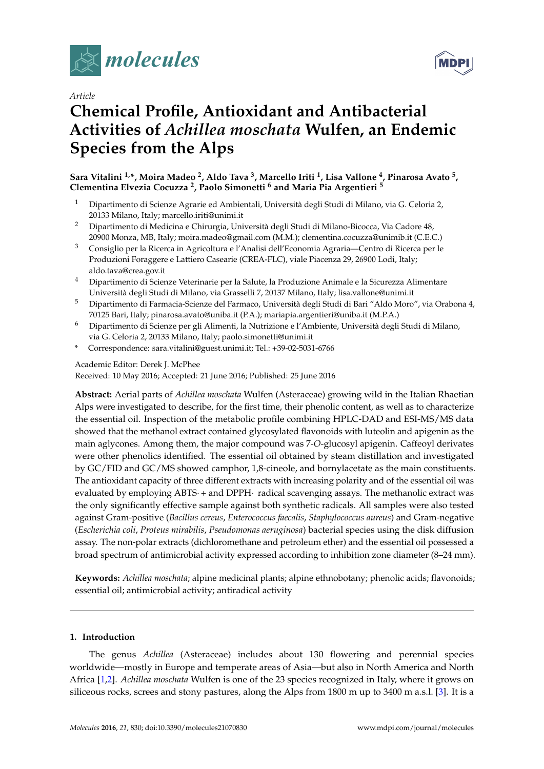*Article*

# Chemical Profile, Antioxidant and Antibacterial Activities of *Achillea moschata* Wulfen, an Endemic Species from the Alps

**Sara Vitalini [1,*], Moira Madeo [2], Aldo Tava [3], Marcello Iriti [1], Lisa Vallone [4], Pinarosa Avato [5], Clementina Elvezia Cocuzza [2], Paolo Simonetti [6] and Maria Pia Argentieri [5]**

1. Dipartimento di Scienze Agrarie ed Ambientali, Università degli Studi di Milano, via G. Celoria 2, 20133 Milano, Italy; marcello.iriti@unimi.it
2. Dipartimento di Medicina e Chirurgia, Università degli Studi di Milano-Bicocca, Via Cadore 48, 20900 Monza, MB, Italy; moira.madeo@gmail.com (M.M.); clementina.cocuzza@unimib.it (C.E.C.)
3. Consiglio per la Ricerca in Agricoltura e l'Analisi dell'Economia Agraria—Centro di Ricerca per le Produzioni Foraggere e Lattiero Casearie (CREA-FLC), viale Piacenza 29, 26900 Lodi, Italy; aldo.tava@crea.gov.it
4. Dipartimento di Scienze Veterinarie per la Salute, la Produzione Animale e la Sicurezza Alimentare Università degli Studi di Milano, via Grasselli 7, 20137 Milano, Italy; lisa.vallone@unimi.it
5. Dipartimento di Farmacia-Scienze del Farmaco, Università degli Studi di Bari "Aldo Moro", via Orabona 4, 70125 Bari, Italy; pinarosa.avato@uniba.it (P.A.); mariapia.argentieri@uniba.it (M.P.A.)
6. Dipartimento di Scienze per gli Alimenti, la Nutrizione e l'Ambiente, Università degli Studi di Milano, via G. Celoria 2, 20133 Milano, Italy; paolo.simonetti@unimi.it

\* Correspondence: sara.vitalini@guest.unimi.it; Tel.: +39-02-5031-6766

Academic Editor: Derek J. McPhee
Received: 10 May 2016; Accepted: 21 June 2016; Published: 25 June 2016

**Abstract:** Aerial parts of *Achillea moschata* Wulfen (Asteraceae) growing wild in the Italian Rhaetian Alps were investigated to describe, for the first time, their phenolic content, as well as to characterize the essential oil. Inspection of the metabolic profile combining HPLC-DAD and ESI-MS/MS data showed that the methanol extract contained glycosylated flavonoids with luteolin and apigenin as the main aglycones. Among them, the major compound was 7-*O*-glucosyl apigenin. Caffeoyl derivates were other phenolics identified. The essential oil obtained by steam distillation and investigated by GC/FID and GC/MS showed camphor, 1,8-cineole, and bornylacetate as the main constituents. The antioxidant capacity of three different extracts with increasing polarity and of the essential oil was evaluated by employing ABTS$^{\cdot+}$ and DPPH$^{\cdot}$ radical scavenging assays. The methanolic extract was the only significantly effective sample against both synthetic radicals. All samples were also tested against Gram-positive (*Bacillus cereus*, *Enterococcus faecalis*, *Staphylococcus aureus*) and Gram-negative (*Escherichia coli*, *Proteus mirabilis*, *Pseudomonas aeruginosa*) bacterial species using the disk diffusion assay. The non-polar extracts (dichloromethane and petroleum ether) and the essential oil possessed a broad spectrum of antimicrobial activity expressed according to inhibition zone diameter (8–24 mm).

**Keywords:** *Achillea moschata*; alpine medicinal plants; alpine ethnobotany; phenolic acids; flavonoids; essential oil; antimicrobial activity; antiradical activity

## 1. Introduction

The genus *Achillea* (Asteraceae) includes about 130 flowering and perennial species worldwide—mostly in Europe and temperate areas of Asia—but also in North America and North Africa [1,2]. *Achillea moschata* Wulfen is one of the 23 species recognized in Italy, where it grows on siliceous rocks, screes and stony pastures, along the Alps from 1800 m up to 3400 m a.s.l. [3]. It is a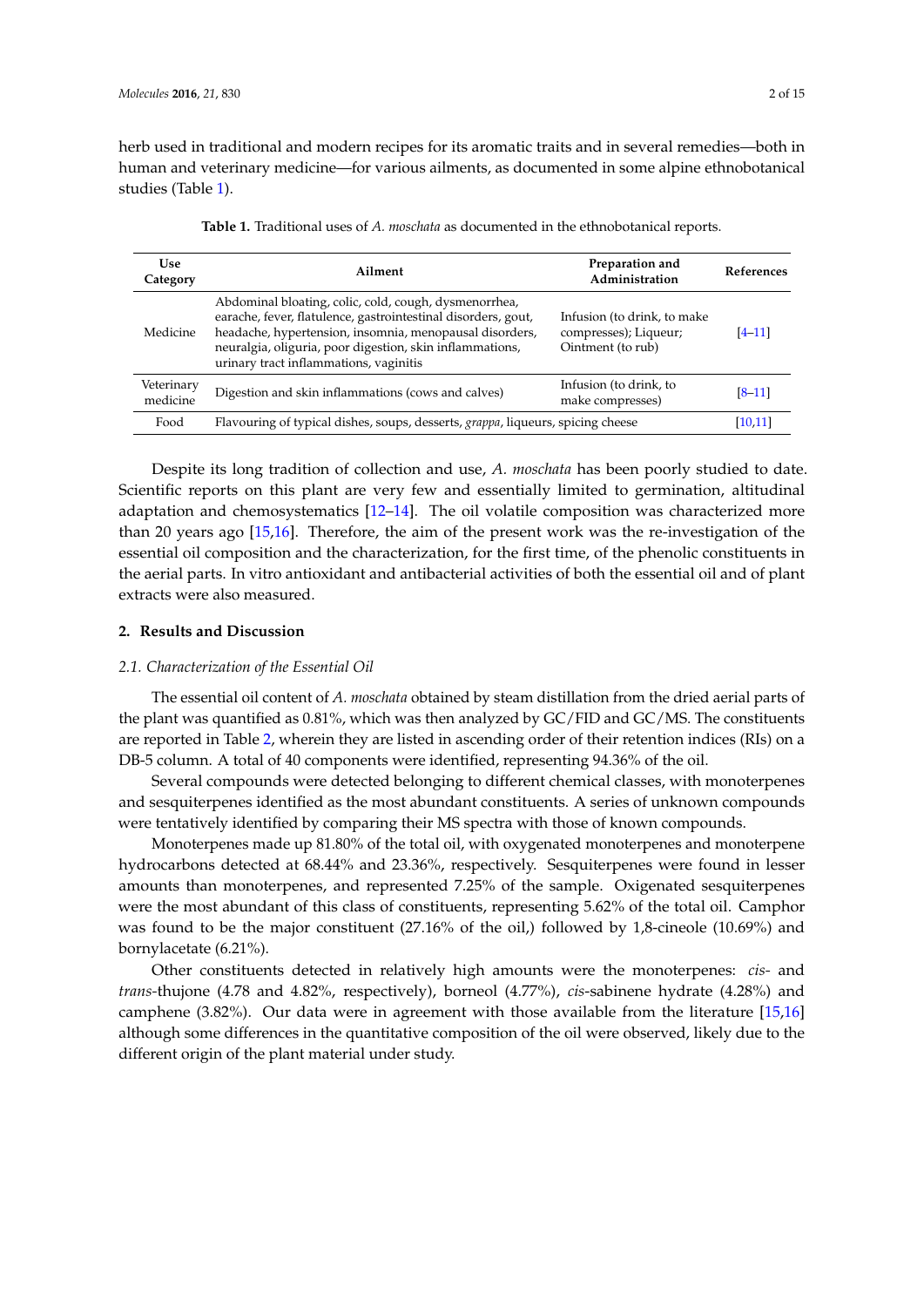herb used in traditional and modern recipes for its aromatic traits and in several remedies—both in human and veterinary medicine—for various ailments, as documented in some alpine ethnobotanical studies (Table 1).

**Table 1.** Traditional uses of *A. moschata* as documented in the ethnobotanical reports.

| Use Category | Ailment | Preparation and Administration | References |
|---|---|---|---|
| Medicine | Abdominal bloating, colic, cold, cough, dysmenorrhea, earache, fever, flatulence, gastrointestinal disorders, gout, headache, hypertension, insomnia, menopausal disorders, neuralgia, oliguria, poor digestion, skin inflammations, urinary tract inflammations, vaginitis | Infusion (to drink, to make compresses); Liqueur; Ointment (to rub) | [4–11] |
| Veterinary medicine | Digestion and skin inflammations (cows and calves) | Infusion (to drink, to make compresses) | [8–11] |
| Food | Flavouring of typical dishes, soups, desserts, *grappa*, liqueurs, spicing cheese | | [10,11] |

Despite its long tradition of collection and use, *A. moschata* has been poorly studied to date. Scientific reports on this plant are very few and essentially limited to germination, altitudinal adaptation and chemosystematics [12–14]. The oil volatile composition was characterized more than 20 years ago [15,16]. Therefore, the aim of the present work was the re-investigation of the essential oil composition and the characterization, for the first time, of the phenolic constituents in the aerial parts. In vitro antioxidant and antibacterial activities of both the essential oil and of plant extracts were also measured.

## 2. Results and Discussion

### 2.1. Characterization of the Essential Oil

The essential oil content of *A. moschata* obtained by steam distillation from the dried aerial parts of the plant was quantified as 0.81%, which was then analyzed by GC/FID and GC/MS. The constituents are reported in Table 2, wherein they are listed in ascending order of their retention indices (RIs) on a DB-5 column. A total of 40 components were identified, representing 94.36% of the oil.

Several compounds were detected belonging to different chemical classes, with monoterpenes and sesquiterpenes identified as the most abundant constituents. A series of unknown compounds were tentatively identified by comparing their MS spectra with those of known compounds.

Monoterpenes made up 81.80% of the total oil, with oxygenated monoterpenes and monoterpene hydrocarbons detected at 68.44% and 23.36%, respectively. Sesquiterpenes were found in lesser amounts than monoterpenes, and represented 7.25% of the sample. Oxigenated sesquiterpenes were the most abundant of this class of constituents, representing 5.62% of the total oil. Camphor was found to be the major constituent (27.16% of the oil,) followed by 1,8-cineole (10.69%) and bornylacetate (6.21%).

Other constituents detected in relatively high amounts were the monoterpenes: *cis-* and *trans*-thujone (4.78 and 4.82%, respectively), borneol (4.77%), *cis*-sabinene hydrate (4.28%) and camphene (3.82%). Our data were in agreement with those available from the literature [15,16] although some differences in the quantitative composition of the oil were observed, likely due to the different origin of the plant material under study.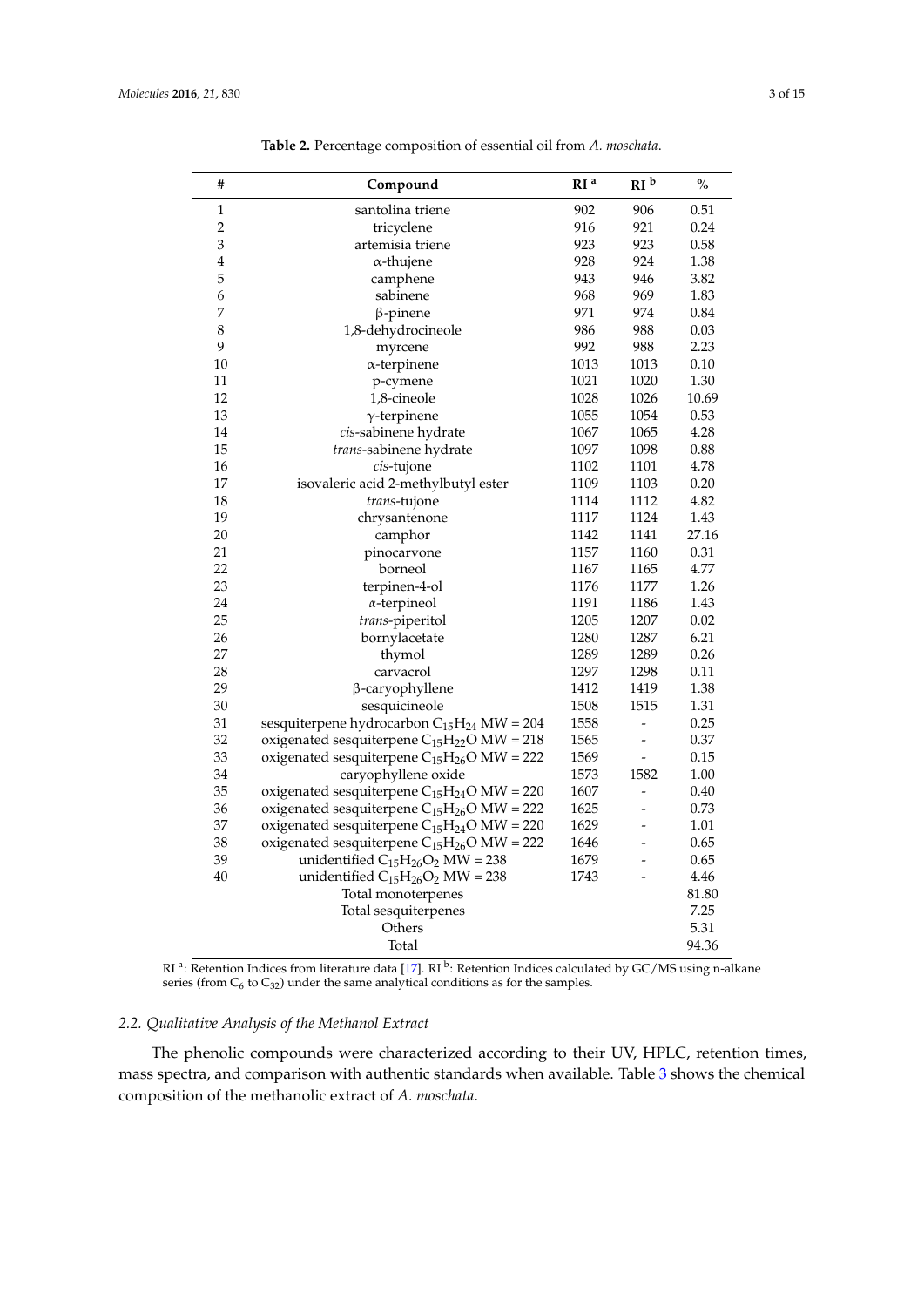**Table 2.** Percentage composition of essential oil from *A. moschata*.

| # | Compound | RI [a] | RI [b] | % |
|---|---|---|---|---|
| 1 | santolina triene | 902 | 906 | 0.51 |
| 2 | tricyclene | 916 | 921 | 0.24 |
| 3 | artemisia triene | 923 | 923 | 0.58 |
| 4 | α-thujene | 928 | 924 | 1.38 |
| 5 | camphene | 943 | 946 | 3.82 |
| 6 | sabinene | 968 | 969 | 1.83 |
| 7 | β-pinene | 971 | 974 | 0.84 |
| 8 | 1,8-dehydrocineole | 986 | 988 | 0.03 |
| 9 | myrcene | 992 | 988 | 2.23 |
| 10 | α-terpinene | 1013 | 1013 | 0.10 |
| 11 | p-cymene | 1021 | 1020 | 1.30 |
| 12 | 1,8-cineole | 1028 | 1026 | 10.69 |
| 13 | γ-terpinene | 1055 | 1054 | 0.53 |
| 14 | *cis*-sabinene hydrate | 1067 | 1065 | 4.28 |
| 15 | *trans*-sabinene hydrate | 1097 | 1098 | 0.88 |
| 16 | *cis*-tujone | 1102 | 1101 | 4.78 |
| 17 | isovaleric acid 2-methylbutyl ester | 1109 | 1103 | 0.20 |
| 18 | *trans*-tujone | 1114 | 1112 | 4.82 |
| 19 | chrysantenone | 1117 | 1124 | 1.43 |
| 20 | camphor | 1142 | 1141 | 27.16 |
| 21 | pinocarvone | 1157 | 1160 | 0.31 |
| 22 | borneol | 1167 | 1165 | 4.77 |
| 23 | terpinen-4-ol | 1176 | 1177 | 1.26 |
| 24 | α-terpineol | 1191 | 1186 | 1.43 |
| 25 | *trans*-piperitol | 1205 | 1207 | 0.02 |
| 26 | bornylacetate | 1280 | 1287 | 6.21 |
| 27 | thymol | 1289 | 1289 | 0.26 |
| 28 | carvacrol | 1297 | 1298 | 0.11 |
| 29 | β-caryophyllene | 1412 | 1419 | 1.38 |
| 30 | sesquicineole | 1508 | 1515 | 1.31 |
| 31 | sesquiterpene hydrocarbon $C_{15}H_{24}$ MW = 204 | 1558 | - | 0.25 |
| 32 | oxigenated sesquiterpene $C_{15}H_{22}O$ MW = 218 | 1565 | - | 0.37 |
| 33 | oxigenated sesquiterpene $C_{15}H_{26}O$ MW = 222 | 1569 | - | 0.15 |
| 34 | caryophyllene oxide | 1573 | 1582 | 1.00 |
| 35 | oxigenated sesquiterpene $C_{15}H_{24}O$ MW = 220 | 1607 | - | 0.40 |
| 36 | oxigenated sesquiterpene $C_{15}H_{26}O$ MW = 222 | 1625 | - | 0.73 |
| 37 | oxigenated sesquiterpene $C_{15}H_{24}O$ MW = 220 | 1629 | - | 1.01 |
| 38 | oxigenated sesquiterpene $C_{15}H_{26}O$ MW = 222 | 1646 | - | 0.65 |
| 39 | unidentified $C_{15}H_{26}O_2$ MW = 238 | 1679 | - | 0.65 |
| 40 | unidentified $C_{15}H_{26}O_2$ MW = 238 | 1743 | - | 4.46 |
| | Total monoterpenes | | | 81.80 |
| | Total sesquiterpenes | | | 7.25 |
| | Others | | | 5.31 |
| | Total | | | 94.36 |

RI [a]: Retention Indices from literature data [17]. RI [b]: Retention Indices calculated by GC/MS using n-alkane series (from $C_6$ to $C_{32}$) under the same analytical conditions as for the samples.

### *2.2. Qualitative Analysis of the Methanol Extract*

The phenolic compounds were characterized according to their UV, HPLC, retention times, mass spectra, and comparison with authentic standards when available. Table 3 shows the chemical composition of the methanolic extract of *A. moschata*.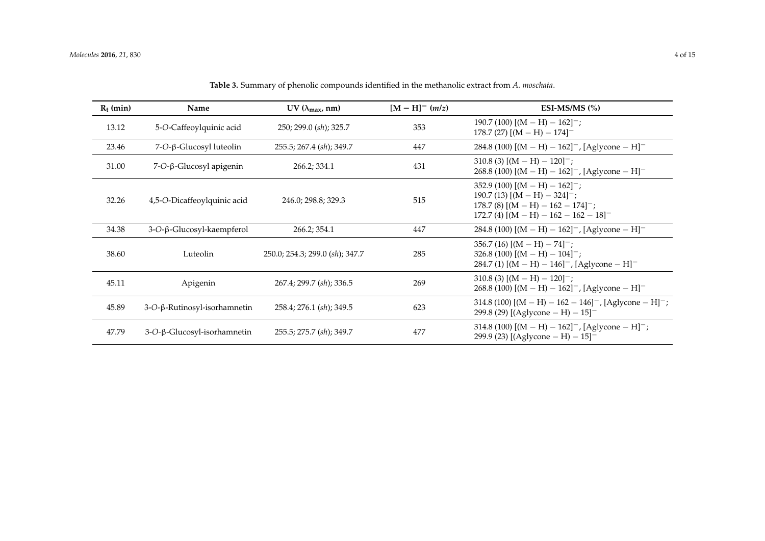**Table 3.** Summary of phenolic compounds identified in the methanolic extract from *A. moschata*.

| $R_t$ (min) | Name | UV ($\lambda_{max}$, nm) | $[M - H]^-$ (*m/z*) | ESI-MS/MS (%) |
|---|---|---|---|---|
| 13.12 | 5-*O*-Caffeoylquinic acid | 250; 299.0 (*sh*); 325.7 | 353 | 190.7 (100) $[(M - H) - 162]^-$; 178.7 (27) $[(M - H) - 174]^-$ |
| 23.46 | 7-*O*-β-Glucosyl luteolin | 255.5; 267.4 (*sh*); 349.7 | 447 | 284.8 (100) $[(M - H) - 162]^-$, $[\text{Aglycone} - H]^-$ |
| 31.00 | 7-*O*-β-Glucosyl apigenin | 266.2; 334.1 | 431 | 310.8 (3) $[(M - H) - 120]^-$; 268.8 (100) $[(M - H) - 162]^-$, $[\text{Aglycone} - H]^-$ |
| 32.26 | 4,5-*O*-Dicaffeoylquinic acid | 246.0; 298.8; 329.3 | 515 | 352.9 (100) $[(M - H) - 162]^-$; 190.7 (13) $[(M - H) - 324]^-$; 178.7 (8) $[(M - H) - 162 - 174]^-$; 172.7 (4) $[(M - H) - 162 - 162 - 18]^-$ |
| 34.38 | 3-*O*-β-Glucosyl-kaempferol | 266.2; 354.1 | 447 | 284.8 (100) $[(M - H) - 162]^-$, $[\text{Aglycone} - H]^-$ |
| 38.60 | Luteolin | 250.0; 254.3; 299.0 (*sh*); 347.7 | 285 | 356.7 (16) $[(M - H) - 74]^-$; 326.8 (100) $[(M - H) - 104]^-$; 284.7 (1) $[(M - H) - 146]^-$, $[\text{Aglycone} - H]^-$ |
| 45.11 | Apigenin | 267.4; 299.7 (*sh*); 336.5 | 269 | 310.8 (3) $[(M - H) - 120]^-$; 268.8 (100) $[(M - H) - 162]^-$, $[\text{Aglycone} - H]^-$ |
| 45.89 | 3-*O*-β-Rutinosyl-isorhamnetin | 258.4; 276.1 (*sh*); 349.5 | 623 | 314.8 (100) $[(M - H) - 162 - 146]^-$, $[\text{Aglycone} - H]^-$; 299.8 (29) $[(\text{Aglycone} - H) - 15]^-$ |
| 47.79 | 3-*O*-β-Glucosyl-isorhamnetin | 255.5; 275.7 (*sh*); 349.7 | 477 | 314.8 (100) $[(M - H) - 162]^-$, $[\text{Aglycone} - H]^-$; 299.9 (23) $[(\text{Aglycone} - H) - 15]^-$ |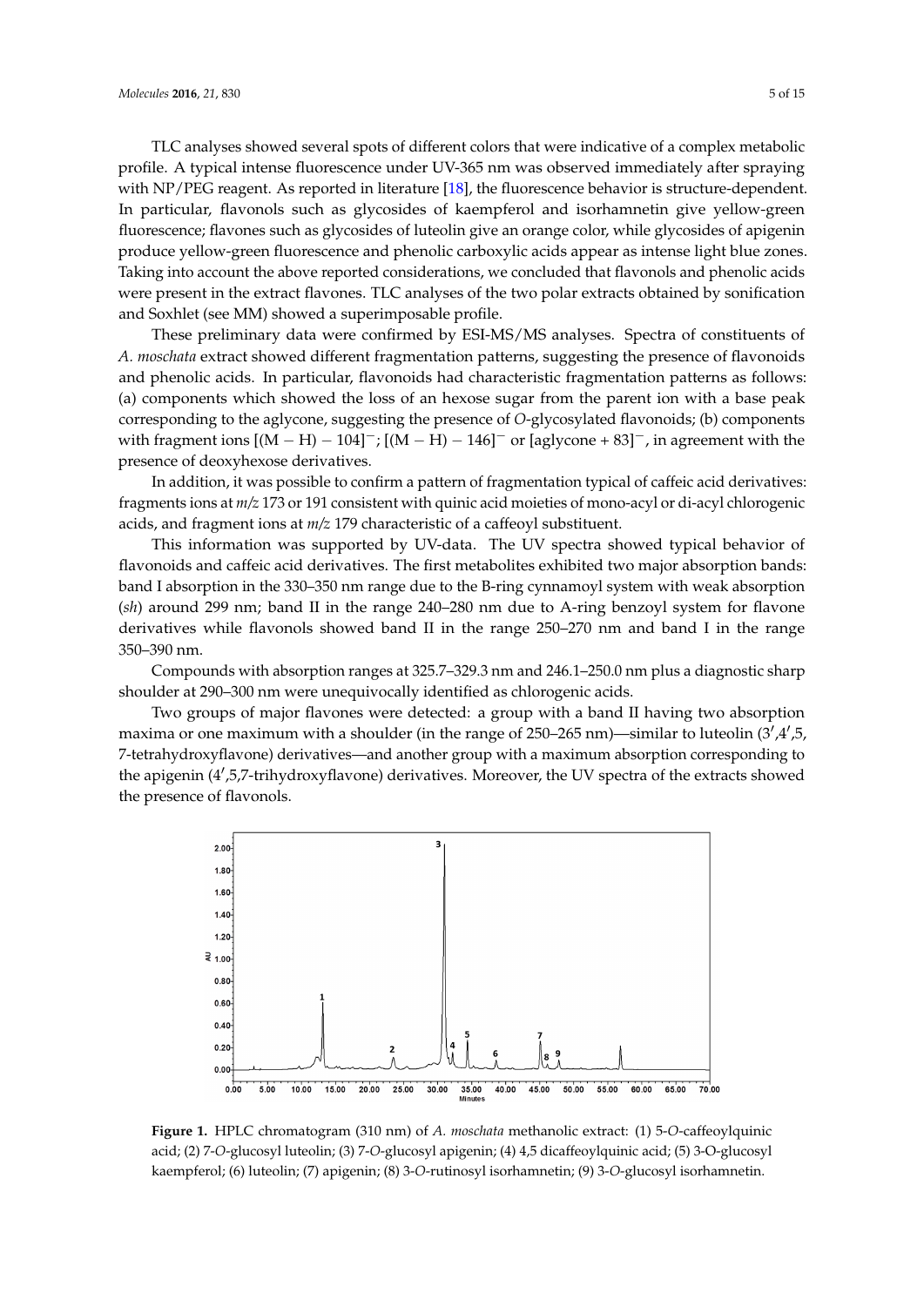TLC analyses showed several spots of different colors that were indicative of a complex metabolic profile. A typical intense fluorescence under UV-365 nm was observed immediately after spraying with NP/PEG reagent. As reported in literature [18], the fluorescence behavior is structure-dependent. In particular, flavonols such as glycosides of kaempferol and isorhamnetin give yellow-green fluorescence; flavones such as glycosides of luteolin give an orange color, while glycosides of apigenin produce yellow-green fluorescence and phenolic carboxylic acids appear as intense light blue zones. Taking into account the above reported considerations, we concluded that flavonols and phenolic acids were present in the extract flavones. TLC analyses of the two polar extracts obtained by sonification and Soxhlet (see MM) showed a superimposable profile.

These preliminary data were confirmed by ESI-MS/MS analyses. Spectra of constituents of *A. moschata* extract showed different fragmentation patterns, suggesting the presence of flavonoids and phenolic acids. In particular, flavonoids had characteristic fragmentation patterns as follows: (a) components which showed the loss of an hexose sugar from the parent ion with a base peak corresponding to the aglycone, suggesting the presence of *O*-glycosylated flavonoids; (b) components with fragment ions $[(M - H) - 104]^-$; $[(M - H) - 146]^-$ or $[\text{aglycone} + 83]^-$, in agreement with the presence of deoxyhexose derivatives.

In addition, it was possible to confirm a pattern of fragmentation typical of caffeic acid derivatives: fragments ions at *m/z* 173 or 191 consistent with quinic acid moieties of mono-acyl or di-acyl chlorogenic acids, and fragment ions at *m/z* 179 characteristic of a caffeoyl substituent.

This information was supported by UV-data. The UV spectra showed typical behavior of flavonoids and caffeic acid derivatives. The first metabolites exhibited two major absorption bands: band I absorption in the 330–350 nm range due to the B-ring cynnamoyl system with weak absorption (*sh*) around 299 nm; band II in the range 240–280 nm due to A-ring benzoyl system for flavone derivatives while flavonols showed band II in the range 250–270 nm and band I in the range 350–390 nm.

Compounds with absorption ranges at 325.7–329.3 nm and 246.1–250.0 nm plus a diagnostic sharp shoulder at 290–300 nm were unequivocally identified as chlorogenic acids.

Two groups of major flavones were detected: a group with a band II having two absorption maxima or one maximum with a shoulder (in the range of 250–265 nm)—similar to luteolin (3′,4′,5,7-tetrahydroxyflavone) derivatives—and another group with a maximum absorption corresponding to the apigenin (4′,5,7-trihydroxyflavone) derivatives. Moreover, the UV spectra of the extracts showed the presence of flavonols.

**Figure 1.** HPLC chromatogram (310 nm) of *A. moschata* methanolic extract: (1) 5-*O*-caffeoylquinic acid; (2) 7-*O*-glucosyl luteolin; (3) 7-*O*-glucosyl apigenin; (4) 4,5 dicaffeoylquinic acid; (5) 3-O-glucosyl kaempferol; (6) luteolin; (7) apigenin; (8) 3-*O*-rutinosyl isorhamnetin; (9) 3-*O*-glucosyl isorhamnetin.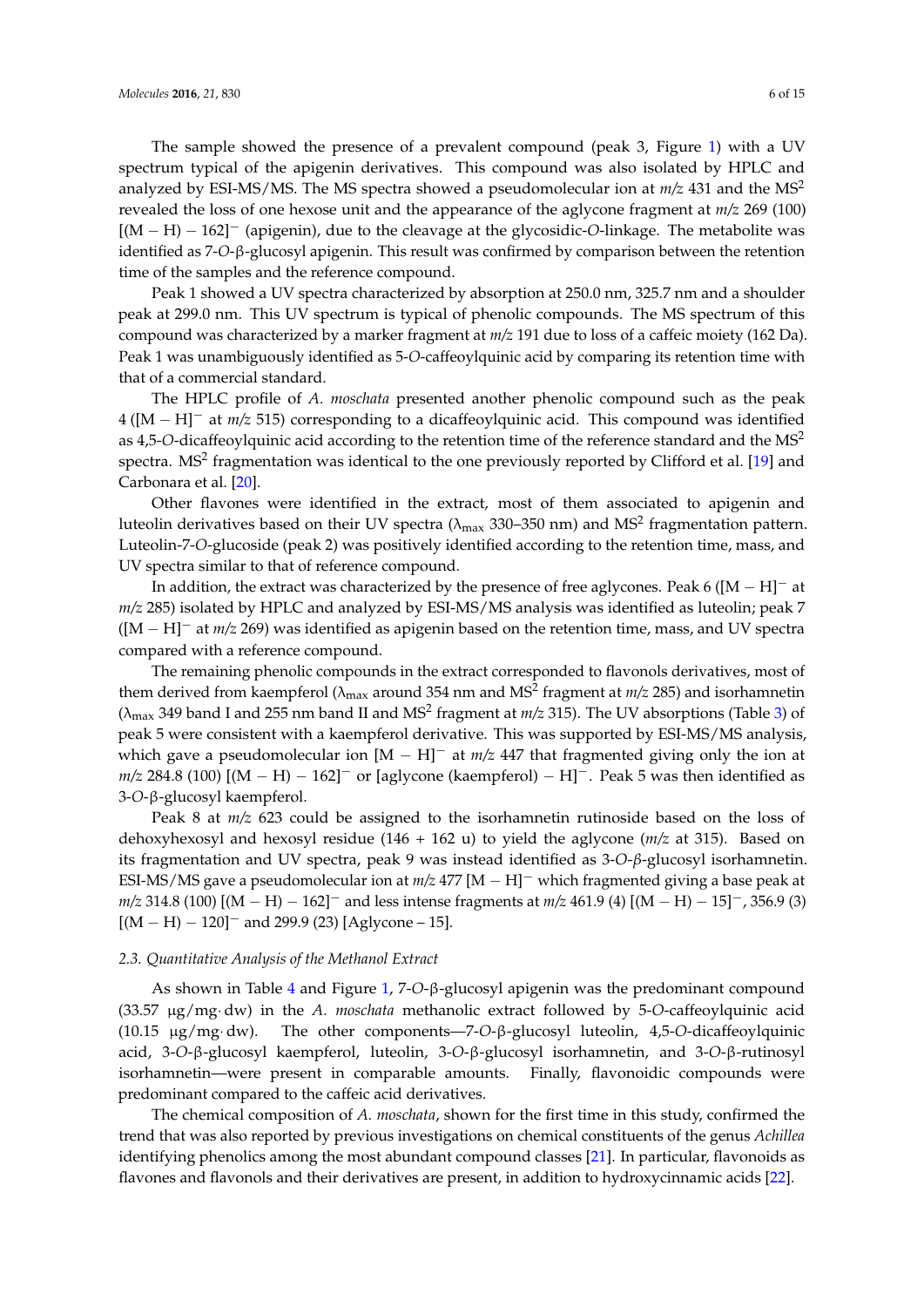The sample showed the presence of a prevalent compound (peak 3, Figure 1) with a UV spectrum typical of the apigenin derivatives. This compound was also isolated by HPLC and analyzed by ESI-MS/MS. The MS spectra showed a pseudomolecular ion at *m/z* 431 and the MS$^2$ revealed the loss of one hexose unit and the appearance of the aglycone fragment at *m/z* 269 (100) $[(M - H) - 162]^-$ (apigenin), due to the cleavage at the glycosidic-*O*-linkage. The metabolite was identified as 7-*O*-β-glucosyl apigenin. This result was confirmed by comparison between the retention time of the samples and the reference compound.

Peak 1 showed a UV spectra characterized by absorption at 250.0 nm, 325.7 nm and a shoulder peak at 299.0 nm. This UV spectrum is typical of phenolic compounds. The MS spectrum of this compound was characterized by a marker fragment at *m/z* 191 due to loss of a caffeic moiety (162 Da). Peak 1 was unambiguously identified as 5-*O*-caffeoylquinic acid by comparing its retention time with that of a commercial standard.

The HPLC profile of *A. moschata* presented another phenolic compound such as the peak 4 ($[M - H]^-$ at *m/z* 515) corresponding to a dicaffeoylquinic acid. This compound was identified as 4,5-*O*-dicaffeoylquinic acid according to the retention time of the reference standard and the MS$^2$ spectra. MS$^2$ fragmentation was identical to the one previously reported by Clifford et al. [19] and Carbonara et al. [20].

Other flavones were identified in the extract, most of them associated to apigenin and luteolin derivatives based on their UV spectra ($\lambda_{max}$ 330–350 nm) and MS$^2$ fragmentation pattern. Luteolin-7-*O*-glucoside (peak 2) was positively identified according to the retention time, mass, and UV spectra similar to that of reference compound.

In addition, the extract was characterized by the presence of free aglycones. Peak 6 ($[M - H]^-$ at *m/z* 285) isolated by HPLC and analyzed by ESI-MS/MS analysis was identified as luteolin; peak 7 ($[M - H]^-$ at *m/z* 269) was identified as apigenin based on the retention time, mass, and UV spectra compared with a reference compound.

The remaining phenolic compounds in the extract corresponded to flavonols derivatives, most of them derived from kaempferol ($\lambda_{max}$ around 354 nm and MS$^2$ fragment at *m/z* 285) and isorhamnetin ($\lambda_{max}$ 349 band I and 255 nm band II and MS$^2$ fragment at *m/z* 315). The UV absorptions (Table 3) of peak 5 were consistent with a kaempferol derivative. This was supported by ESI-MS/MS analysis, which gave a pseudomolecular ion $[M - H]^-$ at *m/z* 447 that fragmented giving only the ion at *m/z* 284.8 (100) $[(M - H) - 162]^-$ or $[\text{aglycone (kaempferol)} - H]^-$. Peak 5 was then identified as 3-*O*-β-glucosyl kaempferol.

Peak 8 at *m/z* 623 could be assigned to the isorhamnetin rutinoside based on the loss of dehoxyhexosyl and hexosyl residue (146 + 162 u) to yield the aglycone (*m/z* at 315). Based on its fragmentation and UV spectra, peak 9 was instead identified as 3-*O*-*β*-glucosyl isorhamnetin. ESI-MS/MS gave a pseudomolecular ion at *m/z* 477 $[M - H]^-$ which fragmented giving a base peak at *m/z* 314.8 (100) $[(M - H) - 162]^-$ and less intense fragments at *m/z* 461.9 (4) $[(M - H) - 15]^-$, 356.9 (3) $[(M - H) - 120]^-$ and 299.9 (23) [Aglycone – 15].

### 2.3. Quantitative Analysis of the Methanol Extract

As shown in Table 4 and Figure 1, 7-*O*-β-glucosyl apigenin was the predominant compound (33.57 μg/mg·dw) in the *A. moschata* methanolic extract followed by 5-*O*-caffeoylquinic acid (10.15 μg/mg·dw). The other components—7-*O*-β-glucosyl luteolin, 4,5-*O*-dicaffeoylquinic acid, 3-*O*-β-glucosyl kaempferol, luteolin, 3-*O*-β-glucosyl isorhamnetin, and 3-*O*-β-rutinosyl isorhamnetin—were present in comparable amounts. Finally, flavonoidic compounds were predominant compared to the caffeic acid derivatives.

The chemical composition of *A. moschata*, shown for the first time in this study, confirmed the trend that was also reported by previous investigations on chemical constituents of the genus *Achillea* identifying phenolics among the most abundant compound classes [21]. In particular, flavonoids as flavones and flavonols and their derivatives are present, in addition to hydroxycinnamic acids [22].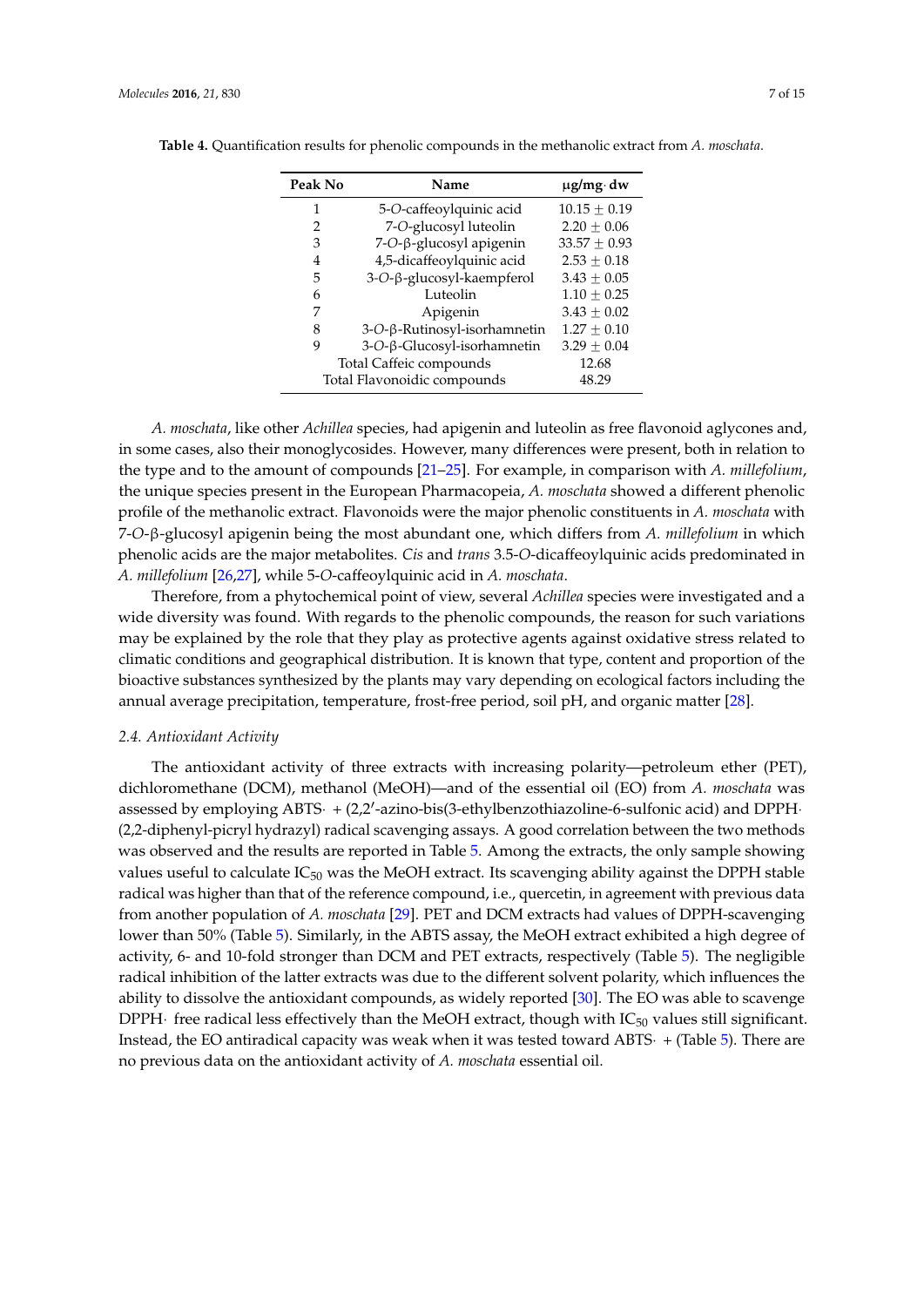**Table 4.** Quantification results for phenolic compounds in the methanolic extract from *A. moschata*.

| Peak No | Name | μg/mg· dw |
|---|---|---|
| 1 | 5-*O*-caffeoylquinic acid | 10.15 ± 0.19 |
| 2 | 7-*O*-glucosyl luteolin | 2.20 ± 0.06 |
| 3 | 7-*O*-β-glucosyl apigenin | 33.57 ± 0.93 |
| 4 | 4,5-dicaffeoylquinic acid | 2.53 ± 0.18 |
| 5 | 3-*O*-β-glucosyl-kaempferol | 3.43 ± 0.05 |
| 6 | Luteolin | 1.10 ± 0.25 |
| 7 | Apigenin | 3.43 ± 0.02 |
| 8 | 3-*O*-β-Rutinosyl-isorhamnetin | 1.27 ± 0.10 |
| 9 | 3-*O*-β-Glucosyl-isorhamnetin | 3.29 ± 0.04 |
| Total Caffeic compounds | | 12.68 |
| Total Flavonoidic compounds | | 48.29 |

*A. moschata*, like other *Achillea* species, had apigenin and luteolin as free flavonoid aglycones and, in some cases, also their monoglycosides. However, many differences were present, both in relation to the type and to the amount of compounds [21–25]. For example, in comparison with *A. millefolium*, the unique species present in the European Pharmacopeia, *A. moschata* showed a different phenolic profile of the methanolic extract. Flavonoids were the major phenolic constituents in *A. moschata* with 7-*O*-β-glucosyl apigenin being the most abundant one, which differs from *A. millefolium* in which phenolic acids are the major metabolites. *Cis* and *trans* 3.5-*O*-dicaffeoylquinic acids predominated in *A. millefolium* [26,27], while 5-*O*-caffeoylquinic acid in *A. moschata*.

Therefore, from a phytochemical point of view, several *Achillea* species were investigated and a wide diversity was found. With regards to the phenolic compounds, the reason for such variations may be explained by the role that they play as protective agents against oxidative stress related to climatic conditions and geographical distribution. It is known that type, content and proportion of the bioactive substances synthesized by the plants may vary depending on ecological factors including the annual average precipitation, temperature, frost-free period, soil pH, and organic matter [28].

### *2.4. Antioxidant Activity*

The antioxidant activity of three extracts with increasing polarity—petroleum ether (PET), dichloromethane (DCM), methanol (MeOH)—and of the essential oil (EO) from *A. moschata* was assessed by employing ABTS· + (2,2′-azino-bis(3-ethylbenzothiazoline-6-sulfonic acid) and DPPH· (2,2-diphenyl-picryl hydrazyl) radical scavenging assays. A good correlation between the two methods was observed and the results are reported in Table 5. Among the extracts, the only sample showing values useful to calculate $IC_{50}$ was the MeOH extract. Its scavenging ability against the DPPH stable radical was higher than that of the reference compound, i.e., quercetin, in agreement with previous data from another population of *A. moschata* [29]. PET and DCM extracts had values of DPPH-scavenging lower than 50% (Table 5). Similarly, in the ABTS assay, the MeOH extract exhibited a high degree of activity, 6- and 10-fold stronger than DCM and PET extracts, respectively (Table 5). The negligible radical inhibition of the latter extracts was due to the different solvent polarity, which influences the ability to dissolve the antioxidant compounds, as widely reported [30]. The EO was able to scavenge DPPH· free radical less effectively than the MeOH extract, though with $IC_{50}$ values still significant. Instead, the EO antiradical capacity was weak when it was tested toward ABTS· + (Table 5). There are no previous data on the antioxidant activity of *A. moschata* essential oil.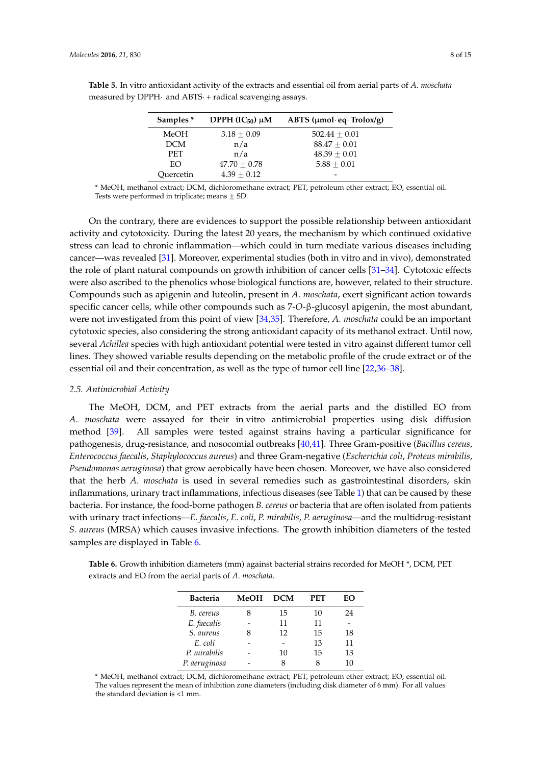**Table 5.** In vitro antioxidant activity of the extracts and essential oil from aerial parts of *A. moschata* measured by DPPH· and ABTS· + radical scavenging assays.

| Samples * | DPPH ($IC_{50}$) μM | ABTS (μmol· eq· Trolox/g) |
|---|---|---|
| MeOH | 3.18 ± 0.09 | 502.44 ± 0.01 |
| DCM | n/a | 88.47 ± 0.01 |
| PET | n/a | 48.39 ± 0.01 |
| EO | 47.70 ± 0.78 | 5.88 ± 0.01 |
| Quercetin | 4.39 ± 0.12 | - |

* MeOH, methanol extract; DCM, dichloromethane extract; PET, petroleum ether extract; EO, essential oil. Tests were performed in triplicate; means ± SD.

On the contrary, there are evidences to support the possible relationship between antioxidant activity and cytotoxicity. During the latest 20 years, the mechanism by which continued oxidative stress can lead to chronic inflammation—which could in turn mediate various diseases including cancer—was revealed [31]. Moreover, experimental studies (both in vitro and in vivo), demonstrated the role of plant natural compounds on growth inhibition of cancer cells [31–34]. Cytotoxic effects were also ascribed to the phenolics whose biological functions are, however, related to their structure. Compounds such as apigenin and luteolin, present in *A. moschata*, exert significant action towards specific cancer cells, while other compounds such as 7-*O*-β-glucosyl apigenin, the most abundant, were not investigated from this point of view [34,35]. Therefore, *A. moschata* could be an important cytotoxic species, also considering the strong antioxidant capacity of its methanol extract. Until now, several *Achillea* species with high antioxidant potential were tested in vitro against different tumor cell lines. They showed variable results depending on the metabolic profile of the crude extract or of the essential oil and their concentration, as well as the type of tumor cell line [22,36–38].

### 2.5. Antimicrobial Activity

The MeOH, DCM, and PET extracts from the aerial parts and the distilled EO from *A. moschata* were assayed for their in vitro antimicrobial properties using disk diffusion method [39]. All samples were tested against strains having a particular significance for pathogenesis, drug-resistance, and nosocomial outbreaks [40,41]. Three Gram-positive (*Bacillus cereus*, *Enterococcus faecalis*, *Staphylococcus aureus*) and three Gram-negative (*Escherichia coli*, *Proteus mirabilis*, *Pseudomonas aeruginosa*) that grow aerobically have been chosen. Moreover, we have also considered that the herb *A. moschata* is used in several remedies such as gastrointestinal disorders, skin inflammations, urinary tract inflammations, infectious diseases (see Table 1) that can be caused by these bacteria. For instance, the food-borne pathogen *B. cereus* or bacteria that are often isolated from patients with urinary tract infections—*E. faecalis*, *E. coli*, *P. mirabilis*, *P. aeruginosa*—and the multidrug-resistant *S. aureus* (MRSA) which causes invasive infections. The growth inhibition diameters of the tested samples are displayed in Table 6.

**Table 6.** Growth inhibition diameters (mm) against bacterial strains recorded for MeOH *, DCM, PET extracts and EO from the aerial parts of *A. moschata*.

| Bacteria | MeOH | DCM | PET | EO |
|---|---|---|---|---|
| *B. cereus* | 8 | 15 | 10 | 24 |
| *E. faecalis* | - | 11 | 11 | - |
| *S. aureus* | 8 | 12 | 15 | 18 |
| *E. coli* | - | - | 13 | 11 |
| *P. mirabilis* | - | 10 | 15 | 13 |
| *P. aeruginosa* | - | 8 | 8 | 10 |

* MeOH, methanol extract; DCM, dichloromethane extract; PET, petroleum ether extract; EO, essential oil. The values represent the mean of inhibition zone diameters (including disk diameter of 6 mm). For all values the standard deviation is <1 mm.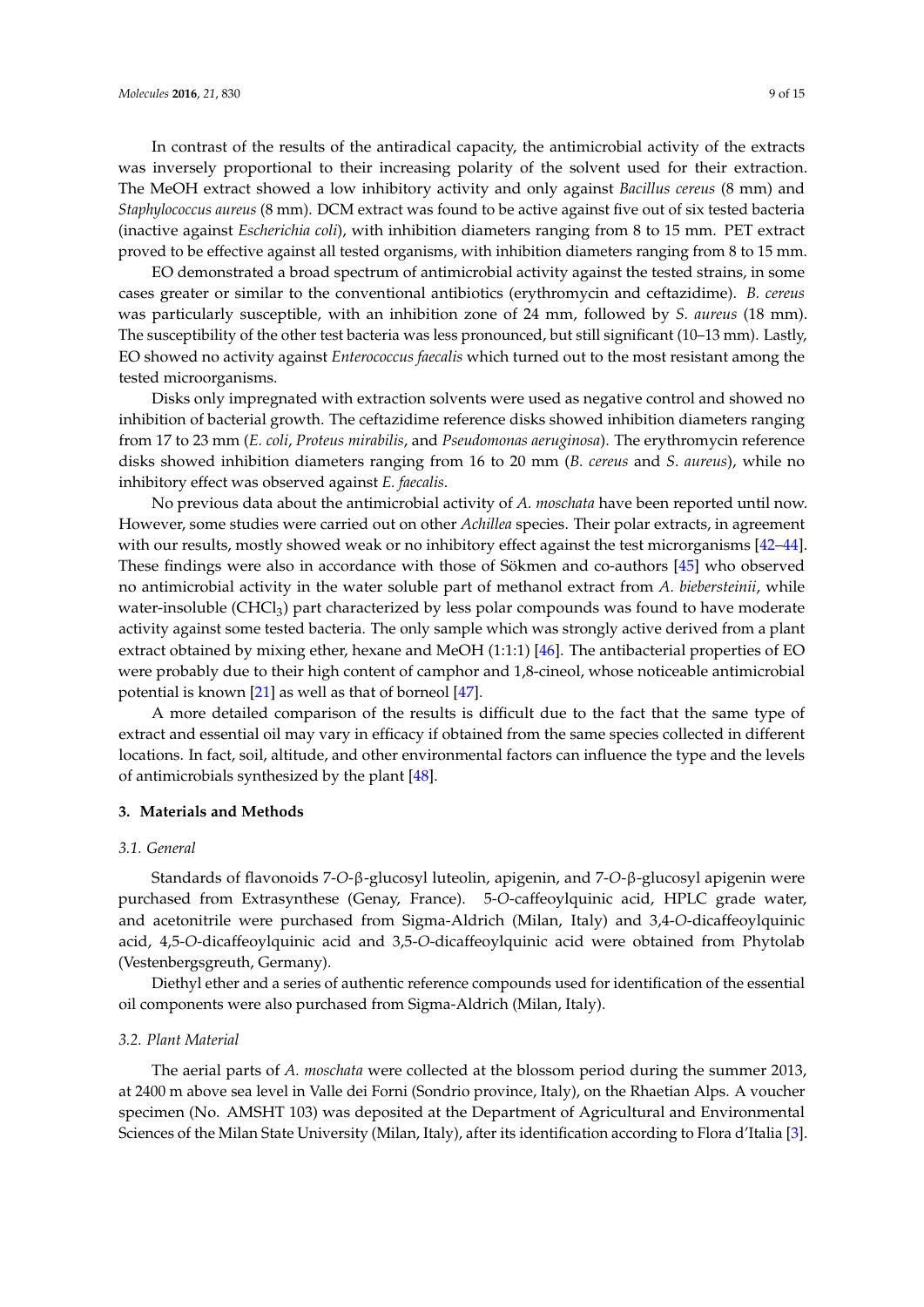In contrast of the results of the antiradical capacity, the antimicrobial activity of the extracts was inversely proportional to their increasing polarity of the solvent used for their extraction. The MeOH extract showed a low inhibitory activity and only against *Bacillus cereus* (8 mm) and *Staphylococcus aureus* (8 mm). DCM extract was found to be active against five out of six tested bacteria (inactive against *Escherichia coli*), with inhibition diameters ranging from 8 to 15 mm. PET extract proved to be effective against all tested organisms, with inhibition diameters ranging from 8 to 15 mm.

EO demonstrated a broad spectrum of antimicrobial activity against the tested strains, in some cases greater or similar to the conventional antibiotics (erythromycin and ceftazidime). *B. cereus* was particularly susceptible, with an inhibition zone of 24 mm, followed by *S. aureus* (18 mm). The susceptibility of the other test bacteria was less pronounced, but still significant (10–13 mm). Lastly, EO showed no activity against *Enterococcus faecalis* which turned out to the most resistant among the tested microorganisms.

Disks only impregnated with extraction solvents were used as negative control and showed no inhibition of bacterial growth. The ceftazidime reference disks showed inhibition diameters ranging from 17 to 23 mm (*E. coli*, *Proteus mirabilis*, and *Pseudomonas aeruginosa*). The erythromycin reference disks showed inhibition diameters ranging from 16 to 20 mm (*B. cereus* and *S. aureus*), while no inhibitory effect was observed against *E. faecalis*.

No previous data about the antimicrobial activity of *A. moschata* have been reported until now. However, some studies were carried out on other *Achillea* species. Their polar extracts, in agreement with our results, mostly showed weak or no inhibitory effect against the test microrganisms [42–44]. These findings were also in accordance with those of Sökmen and co-authors [45] who observed no antimicrobial activity in the water soluble part of methanol extract from *A. biebersteinii*, while water-insoluble ($CHCl_3$) part characterized by less polar compounds was found to have moderate activity against some tested bacteria. The only sample which was strongly active derived from a plant extract obtained by mixing ether, hexane and MeOH (1:1:1) [46]. The antibacterial properties of EO were probably due to their high content of camphor and 1,8-cineol, whose noticeable antimicrobial potential is known [21] as well as that of borneol [47].

A more detailed comparison of the results is difficult due to the fact that the same type of extract and essential oil may vary in efficacy if obtained from the same species collected in different locations. In fact, soil, altitude, and other environmental factors can influence the type and the levels of antimicrobials synthesized by the plant [48].

## 3. Materials and Methods

### 3.1. General

Standards of flavonoids 7-*O*-β-glucosyl luteolin, apigenin, and 7-*O*-β-glucosyl apigenin were purchased from Extrasynthese (Genay, France). 5-*O*-caffeoylquinic acid, HPLC grade water, and acetonitrile were purchased from Sigma-Aldrich (Milan, Italy) and 3,4-*O*-dicaffeoylquinic acid, 4,5-*O*-dicaffeoylquinic acid and 3,5-*O*-dicaffeoylquinic acid were obtained from Phytolab (Vestenbergsgreuth, Germany).

Diethyl ether and a series of authentic reference compounds used for identification of the essential oil components were also purchased from Sigma-Aldrich (Milan, Italy).

### 3.2. Plant Material

The aerial parts of *A. moschata* were collected at the blossom period during the summer 2013, at 2400 m above sea level in Valle dei Forni (Sondrio province, Italy), on the Rhaetian Alps. A voucher specimen (No. AMSHT 103) was deposited at the Department of Agricultural and Environmental Sciences of the Milan State University (Milan, Italy), after its identification according to Flora d'Italia [3].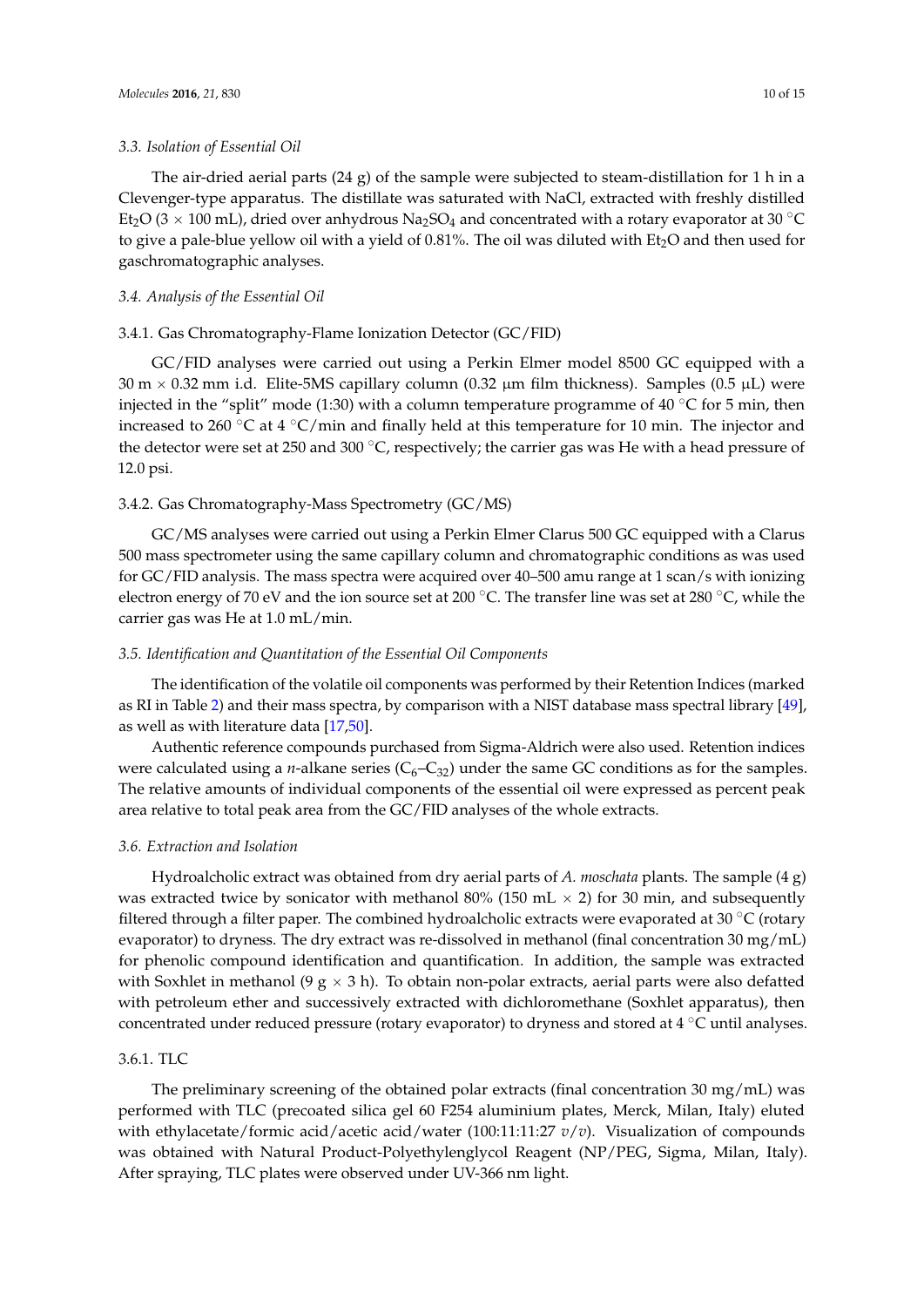### 3.3. Isolation of Essential Oil

The air-dried aerial parts (24 g) of the sample were subjected to steam-distillation for 1 h in a Clevenger-type apparatus. The distillate was saturated with NaCl, extracted with freshly distilled $Et_2O$ (3 × 100 mL), dried over anhydrous $Na_2SO_4$ and concentrated with a rotary evaporator at 30 °C to give a pale-blue yellow oil with a yield of 0.81%. The oil was diluted with $Et_2O$ and then used for gaschromatographic analyses.

### 3.4. Analysis of the Essential Oil

#### 3.4.1. Gas Chromatography-Flame Ionization Detector (GC/FID)

GC/FID analyses were carried out using a Perkin Elmer model 8500 GC equipped with a 30 m × 0.32 mm i.d. Elite-5MS capillary column (0.32 μm film thickness). Samples (0.5 μL) were injected in the "split" mode (1:30) with a column temperature programme of 40 °C for 5 min, then increased to 260 °C at 4 °C/min and finally held at this temperature for 10 min. The injector and the detector were set at 250 and 300 °C, respectively; the carrier gas was He with a head pressure of 12.0 psi.

#### 3.4.2. Gas Chromatography-Mass Spectrometry (GC/MS)

GC/MS analyses were carried out using a Perkin Elmer Clarus 500 GC equipped with a Clarus 500 mass spectrometer using the same capillary column and chromatographic conditions as was used for GC/FID analysis. The mass spectra were acquired over 40–500 amu range at 1 scan/s with ionizing electron energy of 70 eV and the ion source set at 200 °C. The transfer line was set at 280 °C, while the carrier gas was He at 1.0 mL/min.

### 3.5. Identification and Quantitation of the Essential Oil Components

The identification of the volatile oil components was performed by their Retention Indices (marked as RI in Table 2) and their mass spectra, by comparison with a NIST database mass spectral library [49], as well as with literature data [17,50].

Authentic reference compounds purchased from Sigma-Aldrich were also used. Retention indices were calculated using a *n*-alkane series ($C_6$–$C_{32}$) under the same GC conditions as for the samples. The relative amounts of individual components of the essential oil were expressed as percent peak area relative to total peak area from the GC/FID analyses of the whole extracts.

### 3.6. Extraction and Isolation

Hydroalcholic extract was obtained from dry aerial parts of *A. moschata* plants. The sample (4 g) was extracted twice by sonicator with methanol 80% (150 mL × 2) for 30 min, and subsequently filtered through a filter paper. The combined hydroalcholic extracts were evaporated at 30 °C (rotary evaporator) to dryness. The dry extract was re-dissolved in methanol (final concentration 30 mg/mL) for phenolic compound identification and quantification. In addition, the sample was extracted with Soxhlet in methanol (9 g × 3 h). To obtain non-polar extracts, aerial parts were also defatted with petroleum ether and successively extracted with dichloromethane (Soxhlet apparatus), then concentrated under reduced pressure (rotary evaporator) to dryness and stored at 4 °C until analyses.

#### 3.6.1. TLC

The preliminary screening of the obtained polar extracts (final concentration 30 mg/mL) was performed with TLC (precoated silica gel 60 F254 aluminium plates, Merck, Milan, Italy) eluted with ethylacetate/formic acid/acetic acid/water (100:11:11:27 *v*/*v*). Visualization of compounds was obtained with Natural Product-Polyethylenglycol Reagent (NP/PEG, Sigma, Milan, Italy). After spraying, TLC plates were observed under UV-366 nm light.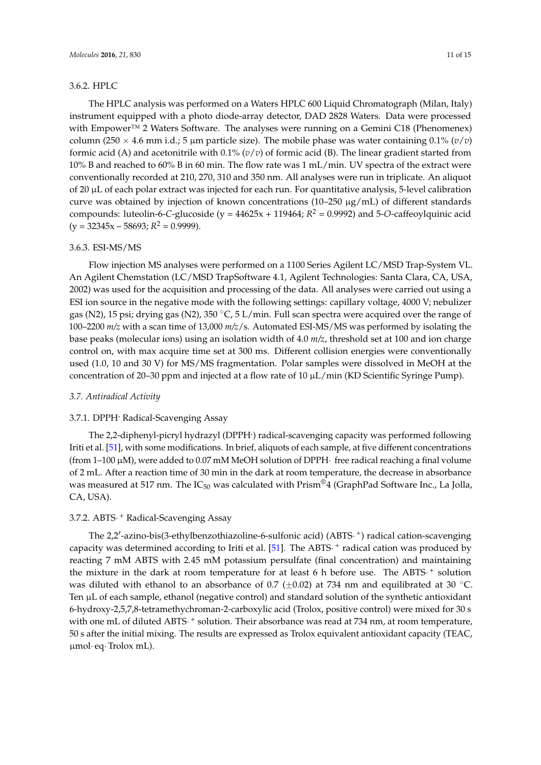### 3.6.2. HPLC

The HPLC analysis was performed on a Waters HPLC 600 Liquid Chromatograph (Milan, Italy) instrument equipped with a photo diode-array detector, DAD 2828 Waters. Data were processed with Empower™ 2 Waters Software. The analyses were running on a Gemini C18 (Phenomenex) column (250 × 4.6 mm i.d.; 5 μm particle size). The mobile phase was water containing 0.1% (*v*/*v*) formic acid (A) and acetonitrile with 0.1% (*v*/*v*) of formic acid (B). The linear gradient started from 10% B and reached to 60% B in 60 min. The flow rate was 1 mL/min. UV spectra of the extract were conventionally recorded at 210, 270, 310 and 350 nm. All analyses were run in triplicate. An aliquot of 20 μL of each polar extract was injected for each run. For quantitative analysis, 5-level calibration curve was obtained by injection of known concentrations (10–250 μg/mL) of different standards compounds: luteolin-6-*C*-glucoside ($y = 44625x + 119464$; $R^2 = 0.9992$) and 5-*O*-caffeoylquinic acid ($y = 32345x - 58693$; $R^2 = 0.9999$).

### 3.6.3. ESI-MS/MS

Flow injection MS analyses were performed on a 1100 Series Agilent LC/MSD Trap-System VL. An Agilent Chemstation (LC/MSD TrapSoftware 4.1, Agilent Technologies: Santa Clara, CA, USA, 2002) was used for the acquisition and processing of the data. All analyses were carried out using a ESI ion source in the negative mode with the following settings: capillary voltage, 4000 V; nebulizer gas ($N_2$), 15 psi; drying gas ($N_2$), 350 °C, 5 L/min. Full scan spectra were acquired over the range of 100–2200 *m*/*z* with a scan time of 13,000 *m*/*z*/s. Automated ESI-MS/MS was performed by isolating the base peaks (molecular ions) using an isolation width of 4.0 *m*/*z*, threshold set at 100 and ion charge control on, with max acquire time set at 300 ms. Different collision energies were conventionally used (1.0, 10 and 30 V) for MS/MS fragmentation. Polar samples were dissolved in MeOH at the concentration of 20–30 ppm and injected at a flow rate of 10 μL/min (KD Scientific Syringe Pump).

## 3.7. Antiradical Activity

### 3.7.1. DPPH· Radical-Scavenging Assay

The 2,2-diphenyl-picryl hydrazyl (DPPH·) radical-scavenging capacity was performed following Iriti et al. [51], with some modifications. In brief, aliquots of each sample, at five different concentrations (from 1–100 μM), were added to 0.07 mM MeOH solution of DPPH· free radical reaching a final volume of 2 mL. After a reaction time of 30 min in the dark at room temperature, the decrease in absorbance was measured at 517 nm. The $IC_{50}$ was calculated with Prism®4 (GraphPad Software Inc., La Jolla, CA, USA).

### 3.7.2. ABTS·+ Radical-Scavenging Assay

The 2,2′-azino-bis(3-ethylbenzothiazoline-6-sulfonic acid) (ABTS·+) radical cation-scavenging capacity was determined according to Iriti et al. [51]. The ABTS·+ radical cation was produced by reacting 7 mM ABTS with 2.45 mM potassium persulfate (final concentration) and maintaining the mixture in the dark at room temperature for at least 6 h before use. The ABTS·+ solution was diluted with ethanol to an absorbance of 0.7 (±0.02) at 734 nm and equilibrated at 30 °C. Ten μL of each sample, ethanol (negative control) and standard solution of the synthetic antioxidant 6-hydroxy-2,5,7,8-tetramethychroman-2-carboxylic acid (Trolox, positive control) were mixed for 30 s with one mL of diluted ABTS·+ solution. Their absorbance was read at 734 nm, at room temperature, 50 s after the initial mixing. The results are expressed as Trolox equivalent antioxidant capacity (TEAC, μmol· eq· Trolox mL).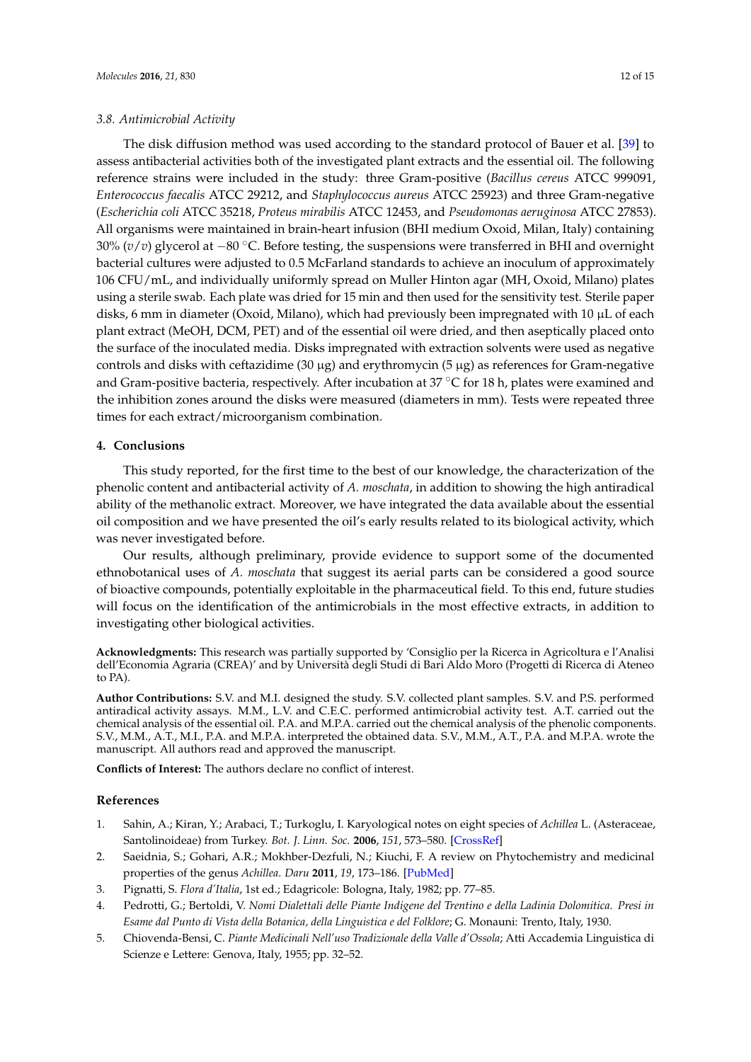### 3.8. Antimicrobial Activity

The disk diffusion method was used according to the standard protocol of Bauer et al. [39] to assess antibacterial activities both of the investigated plant extracts and the essential oil. The following reference strains were included in the study: three Gram-positive (*Bacillus cereus* ATCC 999091, *Enterococcus faecalis* ATCC 29212, and *Staphylococcus aureus* ATCC 25923) and three Gram-negative (*Escherichia coli* ATCC 35218, *Proteus mirabilis* ATCC 12453, and *Pseudomonas aeruginosa* ATCC 27853). All organisms were maintained in brain-heart infusion (BHI medium Oxoid, Milan, Italy) containing 30% (*v*/*v*) glycerol at −80 °C. Before testing, the suspensions were transferred in BHI and overnight bacterial cultures were adjusted to 0.5 McFarland standards to achieve an inoculum of approximately 106 CFU/mL, and individually uniformly spread on Muller Hinton agar (MH, Oxoid, Milano) plates using a sterile swab. Each plate was dried for 15 min and then used for the sensitivity test. Sterile paper disks, 6 mm in diameter (Oxoid, Milano), which had previously been impregnated with 10 µL of each plant extract (MeOH, DCM, PET) and of the essential oil were dried, and then aseptically placed onto the surface of the inoculated media. Disks impregnated with extraction solvents were used as negative controls and disks with ceftazidime (30 µg) and erythromycin (5 µg) as references for Gram-negative and Gram-positive bacteria, respectively. After incubation at 37 °C for 18 h, plates were examined and the inhibition zones around the disks were measured (diameters in mm). Tests were repeated three times for each extract/microorganism combination.

## 4. Conclusions

This study reported, for the first time to the best of our knowledge, the characterization of the phenolic content and antibacterial activity of *A. moschata*, in addition to showing the high antiradical ability of the methanolic extract. Moreover, we have integrated the data available about the essential oil composition and we have presented the oil's early results related to its biological activity, which was never investigated before.

Our results, although preliminary, provide evidence to support some of the documented ethnobotanical uses of *A. moschata* that suggest its aerial parts can be considered a good source of bioactive compounds, potentially exploitable in the pharmaceutical field. To this end, future studies will focus on the identification of the antimicrobials in the most effective extracts, in addition to investigating other biological activities.

**Acknowledgments:** This research was partially supported by 'Consiglio per la Ricerca in Agricoltura e l'Analisi dell'Economia Agraria (CREA)' and by Università degli Studi di Bari Aldo Moro (Progetti di Ricerca di Ateneo to PA).

**Author Contributions:** S.V. and M.I. designed the study. S.V. collected plant samples. S.V. and P.S. performed antiradical activity assays. M.M., L.V. and C.E.C. performed antimicrobial activity test. A.T. carried out the chemical analysis of the essential oil. P.A. and M.P.A. carried out the chemical analysis of the phenolic components. S.V., M.M., A.T., M.I., P.A. and M.P.A. interpreted the obtained data. S.V., M.M., A.T., P.A. and M.P.A. wrote the manuscript. All authors read and approved the manuscript.

**Conflicts of Interest:** The authors declare no conflict of interest.

## References

1. Sahin, A.; Kiran, Y.; Arabaci, T.; Turkoglu, I. Karyological notes on eight species of *Achillea* L. (Asteraceae, Santolinoideae) from Turkey. *Bot. J. Linn. Soc.* **2006**, *151*, 573–580. [CrossRef]
2. Saeidnia, S.; Gohari, A.R.; Mokhber-Dezfuli, N.; Kiuchi, F. A review on Phytochemistry and medicinal properties of the genus *Achillea*. *Daru* **2011**, *19*, 173–186. [PubMed]
3. Pignatti, S. *Flora d'Italia*, 1st ed.; Edagricole: Bologna, Italy, 1982; pp. 77–85.
4. Pedrotti, G.; Bertoldi, V. *Nomi Dialettali delle Piante Indigene del Trentino e della Ladinia Dolomitica. Presi in Esame dal Punto di Vista della Botanica, della Linguistica e del Folklore*; G. Monauni: Trento, Italy, 1930.
5. Chiovenda-Bensi, C. *Piante Medicinali Nell'uso Tradizionale della Valle d'Ossola*; Atti Accademia Linguistica di Scienze e Lettere: Genova, Italy, 1955; pp. 32–52.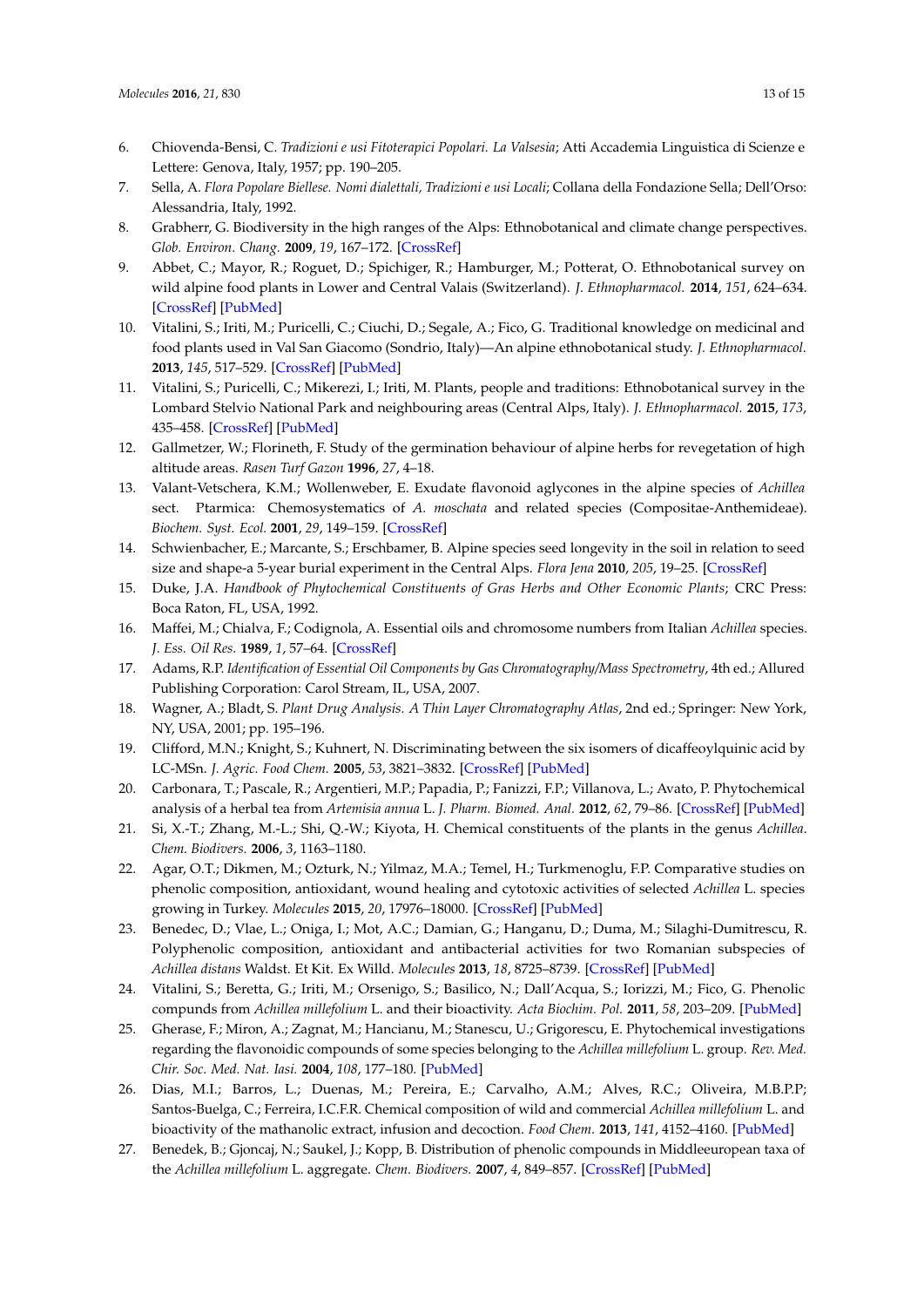6. Chiovenda-Bensi, C. *Tradizioni e usi Fitoterapici Popolari. La Valsesia*; Atti Accademia Linguistica di Scienze e Lettere: Genova, Italy, 1957; pp. 190–205.
7. Sella, A. *Flora Popolare Biellese. Nomi dialettali, Tradizioni e usi Locali*; Collana della Fondazione Sella; Dell'Orso: Alessandria, Italy, 1992.
8. Grabherr, G. Biodiversity in the high ranges of the Alps: Ethnobotanical and climate change perspectives. *Glob. Environ. Chang.* **2009**, *19*, 167–172. [CrossRef]
9. Abbet, C.; Mayor, R.; Roguet, D.; Spichiger, R.; Hamburger, M.; Potterat, O. Ethnobotanical survey on wild alpine food plants in Lower and Central Valais (Switzerland). *J. Ethnopharmacol.* **2014**, *151*, 624–634. [CrossRef] [PubMed]
10. Vitalini, S.; Iriti, M.; Puricelli, C.; Ciuchi, D.; Segale, A.; Fico, G. Traditional knowledge on medicinal and food plants used in Val San Giacomo (Sondrio, Italy)—An alpine ethnobotanical study. *J. Ethnopharmacol.* **2013**, *145*, 517–529. [CrossRef] [PubMed]
11. Vitalini, S.; Puricelli, C.; Mikerezi, I.; Iriti, M. Plants, people and traditions: Ethnobotanical survey in the Lombard Stelvio National Park and neighbouring areas (Central Alps, Italy). *J. Ethnopharmacol.* **2015**, *173*, 435–458. [CrossRef] [PubMed]
12. Gallmetzer, W.; Florineth, F. Study of the germination behaviour of alpine herbs for revegetation of high altitude areas. *Rasen Turf Gazon* **1996**, *27*, 4–18.
13. Valant-Vetschera, K.M.; Wollenweber, E. Exudate flavonoid aglycones in the alpine species of *Achillea* sect. Ptarmica: Chemosystematics of *A. moschata* and related species (Compositae-Anthemideae). *Biochem. Syst. Ecol.* **2001**, *29*, 149–159. [CrossRef]
14. Schwienbacher, E.; Marcante, S.; Erschbamer, B. Alpine species seed longevity in the soil in relation to seed size and shape-a 5-year burial experiment in the Central Alps. *Flora Jena* **2010**, *205*, 19–25. [CrossRef]
15. Duke, J.A. *Handbook of Phytochemical Constituents of Gras Herbs and Other Economic Plants*; CRC Press: Boca Raton, FL, USA, 1992.
16. Maffei, M.; Chialva, F.; Codignola, A. Essential oils and chromosome numbers from Italian *Achillea* species. *J. Ess. Oil Res.* **1989**, *1*, 57–64. [CrossRef]
17. Adams, R.P. *Identification of Essential Oil Components by Gas Chromatography/Mass Spectrometry*, 4th ed.; Allured Publishing Corporation: Carol Stream, IL, USA, 2007.
18. Wagner, A.; Bladt, S. *Plant Drug Analysis. A Thin Layer Chromatography Atlas*, 2nd ed.; Springer: New York, NY, USA, 2001; pp. 195–196.
19. Clifford, M.N.; Knight, S.; Kuhnert, N. Discriminating between the six isomers of dicaffeoylquinic acid by LC-MSn. *J. Agric. Food Chem.* **2005**, *53*, 3821–3832. [CrossRef] [PubMed]
20. Carbonara, T.; Pascale, R.; Argentieri, M.P.; Papadia, P.; Fanizzi, F.P.; Villanova, L.; Avato, P. Phytochemical analysis of a herbal tea from *Artemisia annua* L. *J. Pharm. Biomed. Anal.* **2012**, *62*, 79–86. [CrossRef] [PubMed]
21. Si, X.-T.; Zhang, M.-L.; Shi, Q.-W.; Kiyota, H. Chemical constituents of the plants in the genus *Achillea*. *Chem. Biodivers.* **2006**, *3*, 1163–1180.
22. Agar, O.T.; Dikmen, M.; Ozturk, N.; Yilmaz, M.A.; Temel, H.; Turkmenoglu, F.P. Comparative studies on phenolic composition, antioxidant, wound healing and cytotoxic activities of selected *Achillea* L. species growing in Turkey. *Molecules* **2015**, *20*, 17976–18000. [CrossRef] [PubMed]
23. Benedec, D.; Vlae, L.; Oniga, I.; Mot, A.C.; Damian, G.; Hanganu, D.; Duma, M.; Silaghi-Dumitrescu, R. Polyphenolic composition, antioxidant and antibacterial activities for two Romanian subspecies of *Achillea distans* Waldst. Et Kit. Ex Willd. *Molecules* **2013**, *18*, 8725–8739. [CrossRef] [PubMed]
24. Vitalini, S.; Beretta, G.; Iriti, M.; Orsenigo, S.; Basilico, N.; Dall'Acqua, S.; Iorizzi, M.; Fico, G. Phenolic compunds from *Achillea millefolium* L. and their bioactivity. *Acta Biochim. Pol.* **2011**, *58*, 203–209. [PubMed]
25. Gherase, F.; Miron, A.; Zagnat, M.; Hancianu, M.; Stanescu, U.; Grigorescu, E. Phytochemical investigations regarding the flavonoidic compounds of some species belonging to the *Achillea millefolium* L. group. *Rev. Med. Chir. Soc. Med. Nat. Iasi.* **2004**, *108*, 177–180. [PubMed]
26. Dias, M.I.; Barros, L.; Duenas, M.; Pereira, E.; Carvalho, A.M.; Alves, R.C.; Oliveira, M.B.P.P; Santos-Buelga, C.; Ferreira, I.C.F.R. Chemical composition of wild and commercial *Achillea millefolium* L. and bioactivity of the mathanolic extract, infusion and decoction. *Food Chem.* **2013**, *141*, 4152–4160. [PubMed]
27. Benedek, B.; Gjoncaj, N.; Saukel, J.; Kopp, B. Distribution of phenolic compounds in Middleeuropean taxa of the *Achillea millefolium* L. aggregate. *Chem. Biodivers.* **2007**, *4*, 849–857. [CrossRef] [PubMed]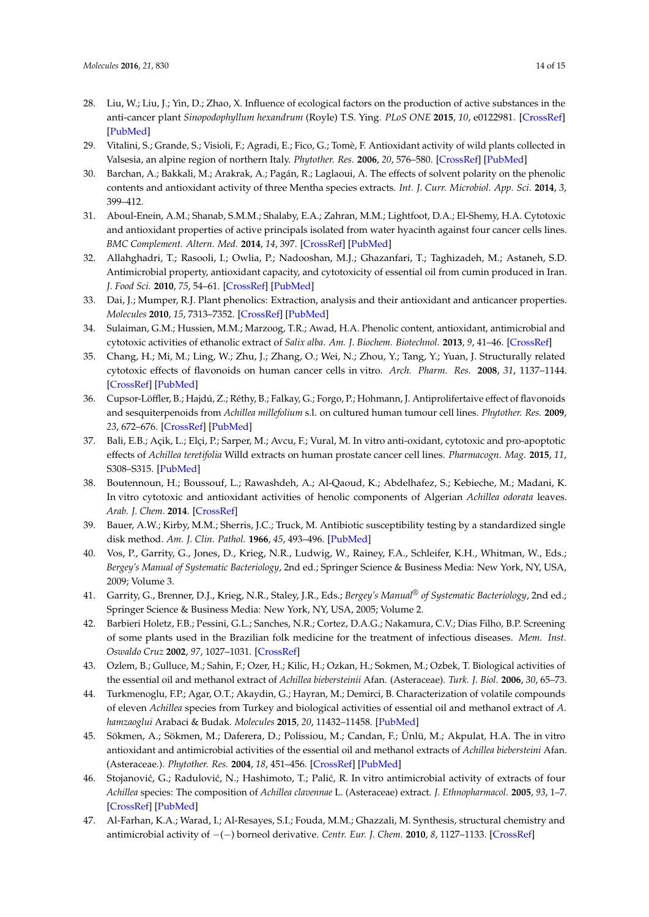28. Liu, W.; Liu, J.; Yin, D.; Zhao, X. Influence of ecological factors on the production of active substances in the anti-cancer plant *Sinopodophyllum hexandrum* (Royle) T.S. Ying. *PLoS ONE* **2015**, *10*, e0122981. [CrossRef] [PubMed]
29. Vitalini, S.; Grande, S.; Visioli, F.; Agradi, E.; Fico, G.; Tomè, F. Antioxidant activity of wild plants collected in Valsesia, an alpine region of northern Italy. *Phytother. Res.* **2006**, *20*, 576–580. [CrossRef] [PubMed]
30. Barchan, A.; Bakkali, M.; Arakrak, A.; Pagán, R.; Laglaoui, A. The effects of solvent polarity on the phenolic contents and antioxidant activity of three Mentha species extracts. *Int. J. Curr. Microbiol. App. Sci.* **2014**, *3*, 399–412.
31. Aboul-Enein, A.M.; Shanab, S.M.M.; Shalaby, E.A.; Zahran, M.M.; Lightfoot, D.A.; El-Shemy, H.A. Cytotoxic and antioxidant properties of active principals isolated from water hyacinth against four cancer cells lines. *BMC Complement. Altern. Med.* **2014**, *14*, 397. [CrossRef] [PubMed]
32. Allahghadri, T.; Rasooli, I.; Owlia, P.; Nadooshan, M.J.; Ghazanfari, T.; Taghizadeh, M.; Astaneh, S.D. Antimicrobial property, antioxidant capacity, and cytotoxicity of essential oil from cumin produced in Iran. *J. Food Sci.* **2010**, *75*, 54–61. [CrossRef] [PubMed]
33. Dai, J.; Mumper, R.J. Plant phenolics: Extraction, analysis and their antioxidant and anticancer properties. *Molecules* **2010**, *15*, 7313–7352. [CrossRef] [PubMed]
34. Sulaiman, G.M.; Hussien, M.M.; Marzoog, T.R.; Awad, H.A. Phenolic content, antioxidant, antimicrobial and cytotoxic activities of ethanolic extract of *Salix alba*. *Am. J. Biochem. Biotechnol.* **2013**, *9*, 41–46. [CrossRef]
35. Chang, H.; Mi, M.; Ling, W.; Zhu, J.; Zhang, O.; Wei, N.; Zhou, Y.; Tang, Y.; Yuan, J. Structurally related cytotoxic effects of flavonoids on human cancer cells in vitro. *Arch. Pharm. Res.* **2008**, *31*, 1137–1144. [CrossRef] [PubMed]
36. Cupsor-Löffler, B.; Hajdú, Z.; Réthy, B.; Falkay, G.; Forgo, P.; Hohmann, J. Antiprolifertaive effect of flavonoids and sesquiterpenoids from *Achillea millefolium* s.l. on cultured human tumour cell lines. *Phytother. Res.* **2009**, *23*, 672–676. [CrossRef] [PubMed]
37. Bali, E.B.; Açik, L.; Elçi, P.; Sarper, M.; Avcu, F.; Vural, M. In vitro anti-oxidant, cytotoxic and pro-apoptotic effects of *Achillea teretifolia* Willd extracts on human prostate cancer cell lines. *Pharmacogn. Mag.* **2015**, *11*, S308–S315. [PubMed]
38. Boutennoun, H.; Boussouf, L.; Rawashdeh, A.; Al-Qaoud, K.; Abdelhafez, S.; Kebieche, M.; Madani, K. In vitro cytotoxic and antioxidant activities of henolic components of Algerian *Achillea odorata* leaves. *Arab. J. Chem.* **2014**. [CrossRef]
39. Bauer, A.W.; Kirby, M.M.; Sherris, J.C.; Truck, M. Antibiotic susceptibility testing by a standardized single disk method. *Am. J. Clin. Pathol.* **1966**, *45*, 493–496. [PubMed]
40. Vos, P., Garrity, G., Jones, D., Krieg, N.R., Ludwig, W., Rainey, F.A., Schleifer, K.H., Whitman, W., Eds.; *Bergey's Manual of Systematic Bacteriology*, 2nd ed.; Springer Science & Business Media: New York, NY, USA, 2009; Volume 3.
41. Garrity, G., Brenner, D.J., Krieg, N.R., Staley, J.R., Eds.; *Bergey's Manual® of Systematic Bacteriology*, 2nd ed.; Springer Science & Business Media: New York, NY, USA, 2005; Volume 2.
42. Barbieri Holetz, F.B.; Pessini, G.L.; Sanches, N.R.; Cortez, D.A.G.; Nakamura, C.V.; Dias Filho, B.P. Screening of some plants used in the Brazilian folk medicine for the treatment of infectious diseases. *Mem. Inst. Oswaldo Cruz* **2002**, *97*, 1027–1031. [CrossRef]
43. Ozlem, B.; Gulluce, M.; Sahin, F.; Ozer, H.; Kilic, H.; Ozkan, H.; Sokmen, M.; Ozbek, T. Biological activities of the essential oil and methanol extract of *Achillea biebersteinii* Afan. (Asteraceae). *Turk. J. Biol.* **2006**, *30*, 65–73.
44. Turkmenoglu, F.P.; Agar, O.T.; Akaydin, G.; Hayran, M.; Demirci, B. Characterization of volatile compounds of eleven *Achillea* species from Turkey and biological activities of essential oil and methanol extract of *A. hamzaoglui* Arabaci & Budak. *Molecules* **2015**, *20*, 11432–11458. [PubMed]
45. Sökmen, A.; Sökmen, M.; Daferera, D.; Polissiou, M.; Candan, F.; Ünlü, M.; Akpulat, H.A. The in vitro antioxidant and antimicrobial activities of the essential oil and methanol extracts of *Achillea biebersteini* Afan. (Asteraceae.). *Phytother. Res.* **2004**, *18*, 451–456. [CrossRef] [PubMed]
46. Stojanović, G.; Radulović, N.; Hashimoto, T.; Palić, R. In vitro antimicrobial activity of extracts of four *Achillea* species: The composition of *Achillea clavennae* L. (Asteraceae) extract. *J. Ethnopharmacol.* **2005**, *93*, 1–7. [CrossRef] [PubMed]
47. Al-Farhan, K.A.; Warad, I.; Al-Resayes, S.I.; Fouda, M.M.; Ghazzali, M. Synthesis, structural chemistry and antimicrobial activity of −(−) borneol derivative. *Centr. Eur. J. Chem.* **2010**, *8*, 1127–1133. [CrossRef]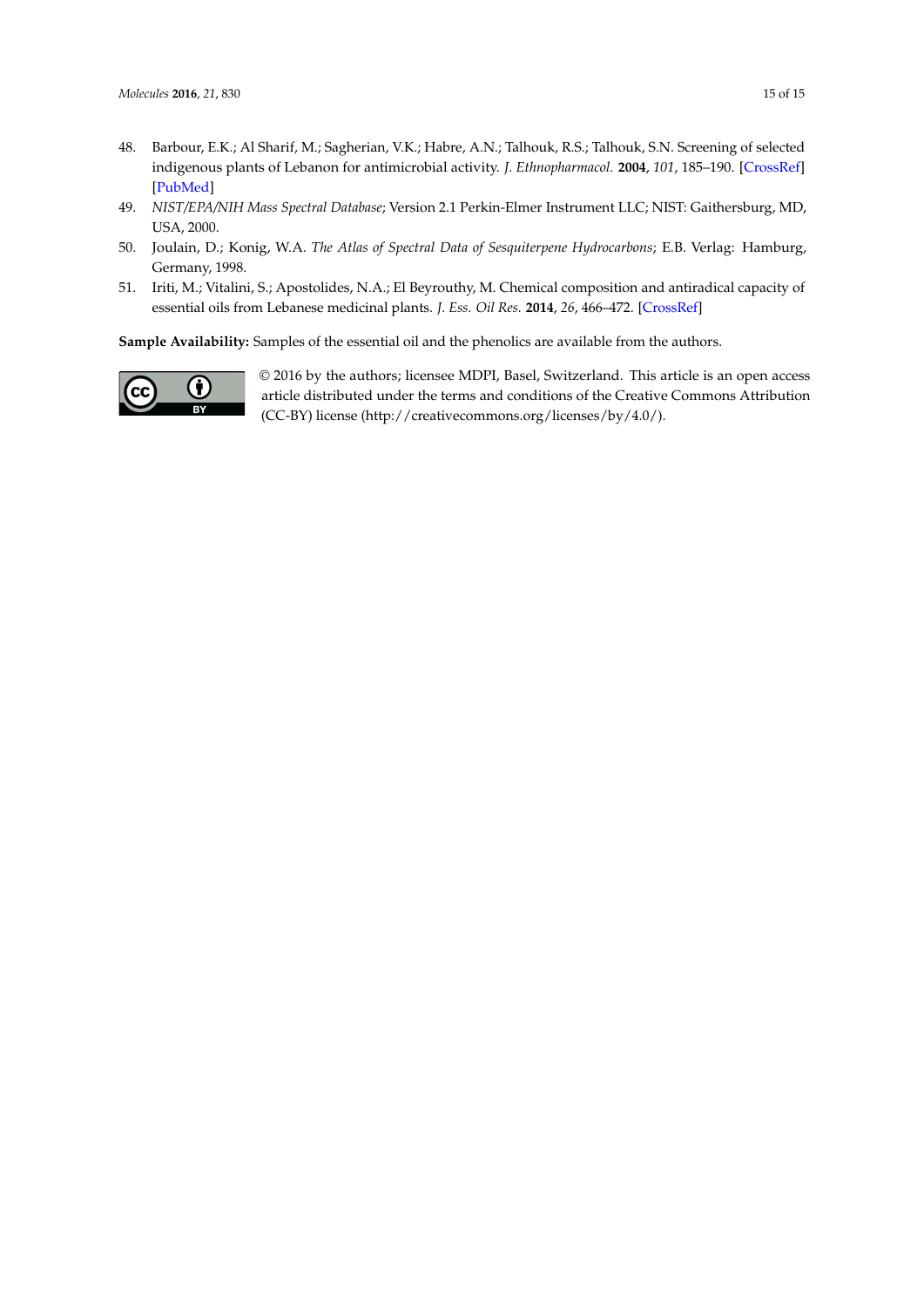48. Barbour, E.K.; Al Sharif, M.; Sagherian, V.K.; Habre, A.N.; Talhouk, R.S.; Talhouk, S.N. Screening of selected indigenous plants of Lebanon for antimicrobial activity. *J. Ethnopharmacol.* **2004**, *101*, 185–190. [CrossRef] [PubMed]
49. *NIST/EPA/NIH Mass Spectral Database*; Version 2.1 Perkin-Elmer Instrument LLC; NIST: Gaithersburg, MD, USA, 2000.
50. Joulain, D.; Konig, W.A. *The Atlas of Spectral Data of Sesquiterpene Hydrocarbons*; E.B. Verlag: Hamburg, Germany, 1998.
51. Iriti, M.; Vitalini, S.; Apostolides, N.A.; El Beyrouthy, M. Chemical composition and antiradical capacity of essential oils from Lebanese medicinal plants. *J. Ess. Oil Res.* **2014**, *26*, 466–472. [CrossRef]

**Sample Availability:** Samples of the essential oil and the phenolics are available from the authors.

© 2016 by the authors; licensee MDPI, Basel, Switzerland. This article is an open access article distributed under the terms and conditions of the Creative Commons Attribution (CC-BY) license (http://creativecommons.org/licenses/by/4.0/).